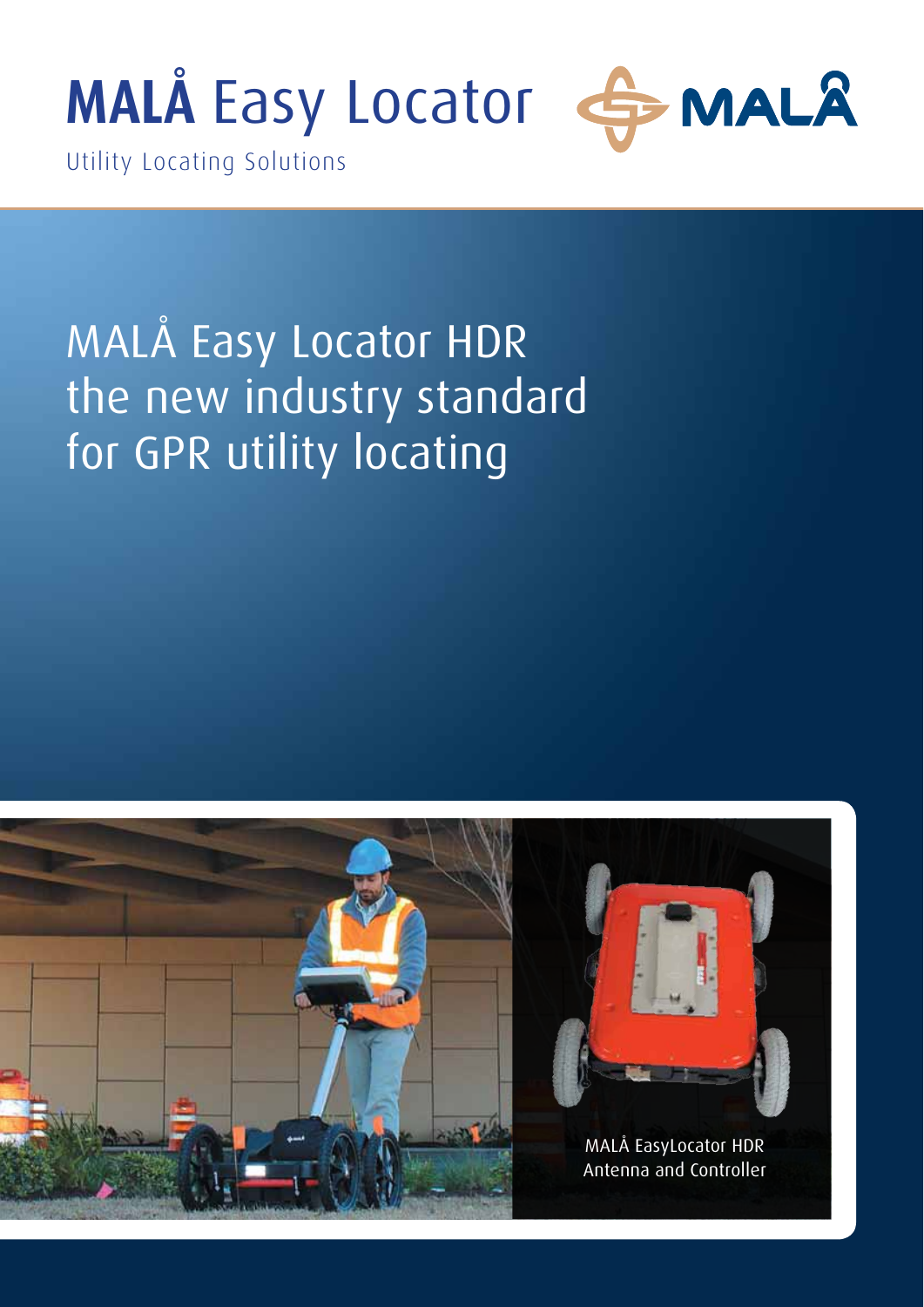# MALÅ Easy Locator

Utility Locating Solutions

MALÅ

## MALÅ Easy Locator HDR the new industry standard for GPR utility locating

MALÅ EasyLocator HDR Antenna and Controller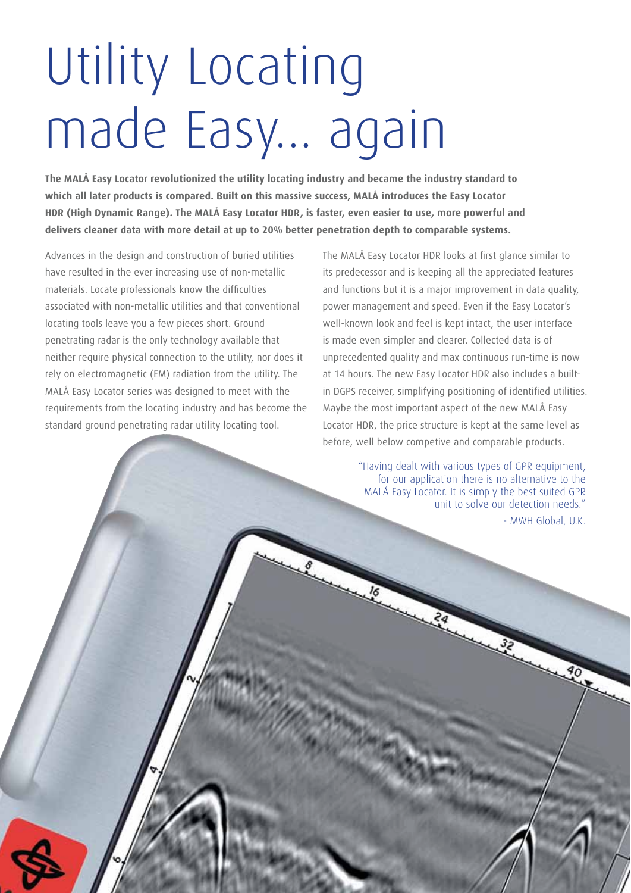# Utility Locating made Easy... again

**The MALÅ Easy Locator revolutionized the utility locating industry and became the industry standard to which all later products is compared. Built on this massive success, MALÅ introduces the Easy Locator HDR (High Dynamic Range). The MALÅ Easy Locator HDR, is faster, even easier to use, more powerful and delivers cleaner data with more detail at up to 20% better penetration depth to comparable systems.**

Advances in the design and construction of buried utilities have resulted in the ever increasing use of non-metallic materials. Locate professionals know the difficulties associated with non-metallic utilities and that conventional locating tools leave you a few pieces short. Ground penetrating radar is the only technology available that neither require physical connection to the utility, nor does it rely on electromagnetic (EM) radiation from the utility. The MALÅ Easy Locator series was designed to meet with the requirements from the locating industry and has become the standard ground penetrating radar utility locating tool.

The MALÅ Easy Locator HDR looks at first glance similar to its predecessor and is keeping all the appreciated features and functions but it is a major improvement in data quality, power management and speed. Even if the Easy Locator's well-known look and feel is kept intact, the user interface is made even simpler and clearer. Collected data is of unprecedented quality and max continuous run-time is now at 14 hours. The new Easy Locator HDR also includes a built-in DGPS receiver, simplifying positioning of identified utilities. Maybe the most important aspect of the new MALÅ Easy Locator HDR, the price structure is kept at the same level as before, well below competive and comparable products.

"Having dealt with various types of GPR equipment, for our application there is no alternative to the MALÅ Easy Locator. It is simply the best suited GPR unit to solve our detection needs."

- MWH Global, U.K.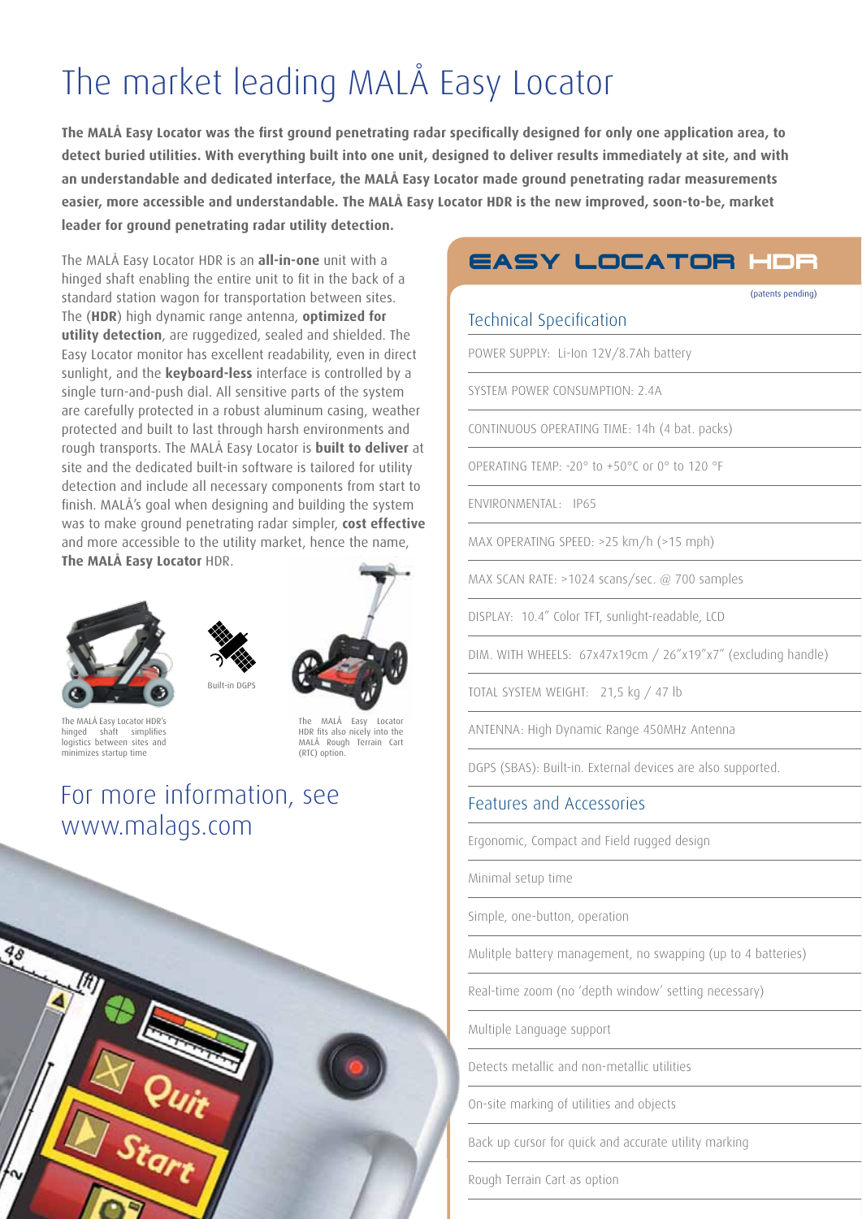# The market leading MALÅ Easy Locator

**The MALÅ Easy Locator was the first ground penetrating radar specifically designed for only one application area, to detect buried utilities. With everything built into one unit, designed to deliver results immediately at site, and with an understandable and dedicated interface, the MALÅ Easy Locator made ground penetrating radar measurements easier, more accessible and understandable. The MALÅ Easy Locator HDR is the new improved, soon-to-be, market leader for ground penetrating radar utility detection.**

The MALÅ Easy Locator HDR is an **all-in-one** unit with a hinged shaft enabling the entire unit to fit in the back of a standard station wagon for transportation between sites. The (**HDR**) high dynamic range antenna, **optimized for utility detection**, are ruggedized, sealed and shielded. The Easy Locator monitor has excellent readability, even in direct sunlight, and the **keyboard-less** interface is controlled by a single turn-and-push dial. All sensitive parts of the system are carefully protected in a robust aluminum casing, weather protected and built to last through harsh environments and rough transports. The MALÅ Easy Locator is **built to deliver** at site and the dedicated built-in software is tailored for utility detection and include all necessary components from start to finish. MALÅ's goal when designing and building the system was to make ground penetrating radar simpler, **cost effective** and more accessible to the utility market, hence the name, **The MALÅ Easy Locator** HDR.

The MALÅ Easy Locator HDR's hinged shaft simplifies logistics between sites and minimizes startup time

Built-in DGPS

The MALÅ Easy Locator HDR fits also nicely into the MALÅ Rough Terrain Cart (RTC) option.

## For more information, see www.malags.com

## EASY LOCATOR HDR

(patents pending)

### Technical Specification

- POWER SUPPLY: Li-Ion 12V/8.7Ah battery
- SYSTEM POWER CONSUMPTION: 2.4A
- CONTINUOUS OPERATING TIME: 14h (4 bat. packs)
- OPERATING TEMP: -20° to +50°C or 0° to 120 °F
- ENVIRONMENTAL: IP65
- MAX OPERATING SPEED: >25 km/h (>15 mph)
- MAX SCAN RATE: >1024 scans/sec. @ 700 samples
- DISPLAY: 10.4" Color TFT, sunlight-readable, LCD
- DIM. WITH WHEELS: 67x47x19cm / 26"x19"x7" (excluding handle)
- TOTAL SYSTEM WEIGHT: 21,5 kg / 47 lb
- ANTENNA: High Dynamic Range 450MHz Antenna
- DGPS (SBAS): Built-in. External devices are also supported.

### Features and Accessories

- Ergonomic, Compact and Field rugged design
- Minimal setup time
- Simple, one-button, operation
- Mulitple battery management, no swapping (up to 4 batteries)
- Real-time zoom (no 'depth window' setting necessary)
- Multiple Language support
- Detects metallic and non-metallic utilities
- On-site marking of utilities and objects
- Back up cursor for quick and accurate utility marking
- Rough Terrain Cart as option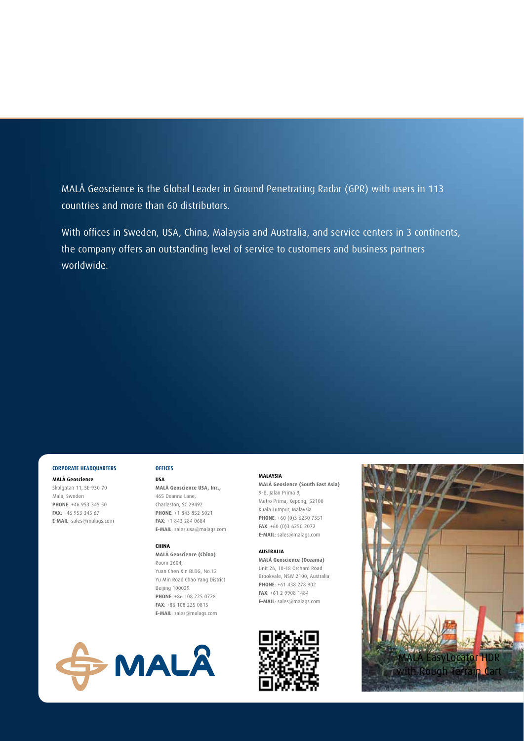MALÅ Geoscience is the Global Leader in Ground Penetrating Radar (GPR) with users in 113 countries and more than 60 distributors.

With offices in Sweden, USA, China, Malaysia and Australia, and service centers in 3 continents, the company offers an outstanding level of service to customers and business partners worldwide.

### CORPORATE HEADQUARTERS

**MALÅ Geoscience**
Skolgatan 11, SE-930 70
Malå, Sweden
**PHONE**: +46 953 345 50
**FAX**: +46 953 345 67
**E-MAIL**: sales@malags.com

### OFFICES

**USA**
**MALÅ Geoscience USA, Inc.,**
465 Deanna Lane,
Charleston, SC 29492
**PHONE**: +1 843 852 5021
**FAX**: +1 843 284 0684
**E-MAIL**: sales.usa@malags.com

**CHINA**
**MALÅ Geoscience (China)**
Room 2604,
Yuan Chen Xin BLDG, No.12
Yu Min Road Chao Yang District
Beijing 100029
**PHONE**: +86 108 225 0728,
**FAX**: +86 108 225 0815
**E-MAIL**: sales@malags.com

**MALAYSIA**
**MALÅ Geosience (South East Asia)**
9-B, Jalan Prima 9,
Metro Prima, Kepong, 52100
Kuala Lumpur, Malaysia
**PHONE**: +60 (0)3 6250 7351
**FAX**: +60 (0)3 6250 2072
**E-MAIL**: sales@malags.com

**AUSTRALIA**
**MALÅ Geoscience (Oceania)**
Unit 26, 10-18 Orchard Road
Brookvale, NSW 2100, Australia
**PHONE**: +61 438 278 902
**FAX**: +61 2 9908 1484
**E-MAIL**: sales@malags.com

MALÅ

MALÅ EasyLocator HDR with Rough Terrain Cart